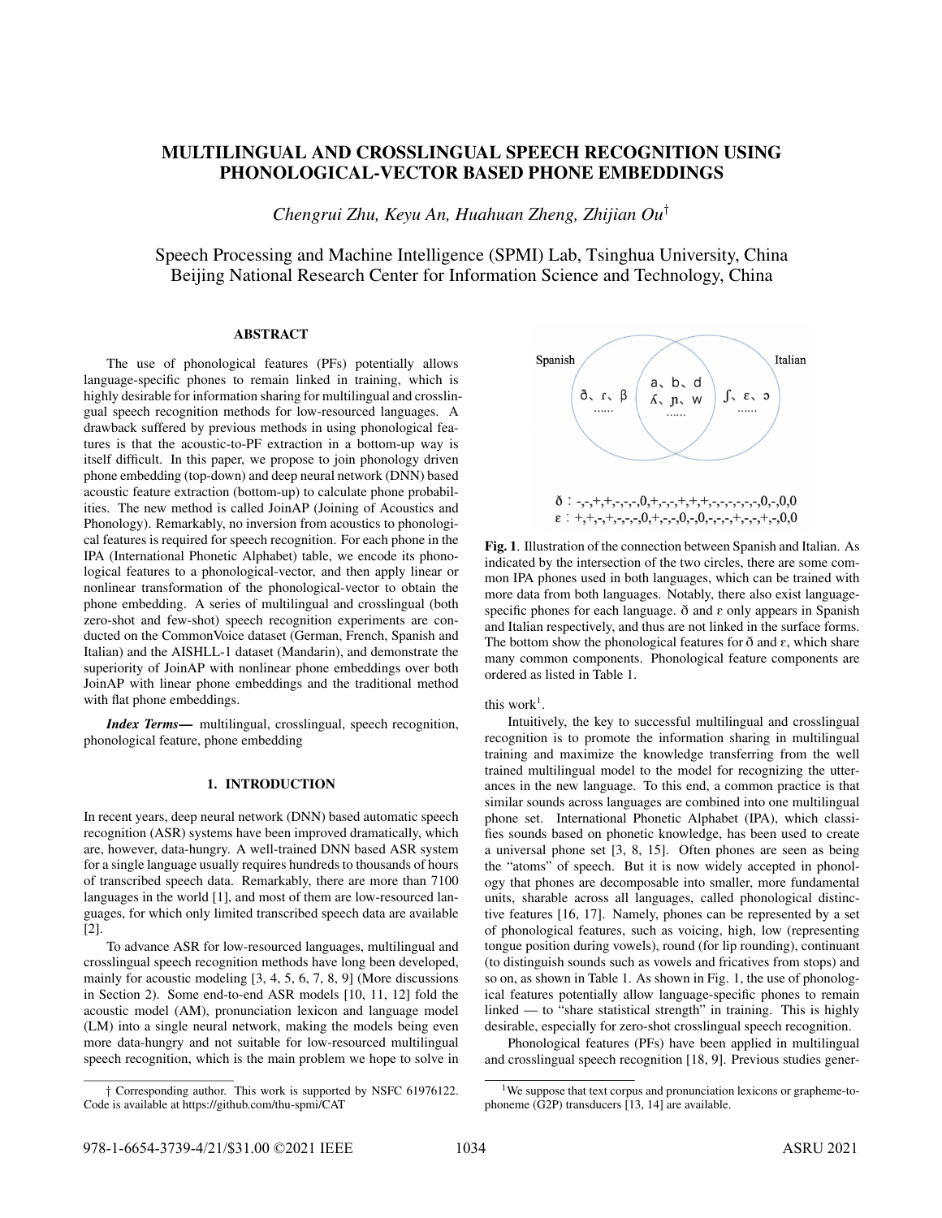# MULTILINGUAL AND CROSSLINGUAL SPEECH RECOGNITION USING PHONOLOGICAL-VECTOR BASED PHONE EMBEDDINGS

*Chengrui Zhu, Keyu An, Huahuan Zheng, Zhijian Ou*[†]

Speech Processing and Machine Intelligence (SPMI) Lab, Tsinghua University, China
Beijing National Research Center for Information Science and Technology, China

## ABSTRACT

The use of phonological features (PFs) potentially allows language-specific phones to remain linked in training, which is highly desirable for information sharing for multilingual and crosslingual speech recognition methods for low-resourced languages. A drawback suffered by previous methods in using phonological features is that the acoustic-to-PF extraction in a bottom-up way is itself difficult. In this paper, we propose to join phonology driven phone embedding (top-down) and deep neural network (DNN) based acoustic feature extraction (bottom-up) to calculate phone probabilities. The new method is called JoinAP (Joining of Acoustics and Phonology). Remarkably, no inversion from acoustics to phonological features is required for speech recognition. For each phone in the IPA (International Phonetic Alphabet) table, we encode its phonological features to a phonological-vector, and then apply linear or nonlinear transformation of the phonological-vector to obtain the phone embedding. A series of multilingual and crosslingual (both zero-shot and few-shot) speech recognition experiments are conducted on the CommonVoice dataset (German, French, Spanish and Italian) and the AISHLL-1 dataset (Mandarin), and demonstrate the superiority of JoinAP with nonlinear phone embeddings over both JoinAP with linear phone embeddings and the traditional method with flat phone embeddings.

***Index Terms*—** multilingual, crosslingual, speech recognition, phonological feature, phone embedding

## 1. INTRODUCTION

In recent years, deep neural network (DNN) based automatic speech recognition (ASR) systems have been improved dramatically, which are, however, data-hungry. A well-trained DNN based ASR system for a single language usually requires hundreds to thousands of hours of transcribed speech data. Remarkably, there are more than 7100 languages in the world [1], and most of them are low-resourced languages, for which only limited transcribed speech data are available [2].

To advance ASR for low-resourced languages, multilingual and crosslingual speech recognition methods have long been developed, mainly for acoustic modeling [3, 4, 5, 6, 7, 8, 9] (More discussions in Section 2). Some end-to-end ASR models [10, 11, 12] fold the acoustic model (AM), pronunciation lexicon and language model (LM) into a single neural network, making the models being even more data-hungry and not suitable for low-resourced multilingual speech recognition, which is the main problem we hope to solve in this work[1].

Spanish: ð、ɾ、β ......
Spanish ∩ Italian: a、b、d ʎ、ɲ、w ......
Italian: ʃ、ɛ、ɔ ......

ð：-,-,+,+,-,-,-,0,+,-,-,+,+,+,-,-,-,-,-,-,0,-,0,0
ɛ：+,+,-,+,-,-,-,0,+,-,-,0,-,0,-,-,-,+,-,-,+,-,0,0

**Fig. 1**. Illustration of the connection between Spanish and Italian. As indicated by the intersection of the two circles, there are some common IPA phones used in both languages, which can be trained with more data from both languages. Notably, there also exist language-specific phones for each language. ð and ɛ only appears in Spanish and Italian respectively, and thus are not linked in the surface forms. The bottom show the phonological features for ð and ɛ, which share many common components. Phonological feature components are ordered as listed in Table 1.

Intuitively, the key to successful multilingual and crosslingual recognition is to promote the information sharing in multilingual training and maximize the knowledge transferring from the well trained multilingual model to the model for recognizing the utterances in the new language. To this end, a common practice is that similar sounds across languages are combined into one multilingual phone set. International Phonetic Alphabet (IPA), which classifies sounds based on phonetic knowledge, has been used to create a universal phone set [3, 8, 15]. Often phones are seen as being the "atoms" of speech. But it is now widely accepted in phonology that phones are decomposable into smaller, more fundamental units, sharable across all languages, called phonological distinctive features [16, 17]. Namely, phones can be represented by a set of phonological features, such as voicing, high, low (representing tongue position during vowels), round (for lip rounding), continuant (to distinguish sounds such as vowels and fricatives from stops) and so on, as shown in Table 1. As shown in Fig. 1, the use of phonological features potentially allow language-specific phones to remain linked — to "share statistical strength" in training. This is highly desirable, especially for zero-shot crosslingual speech recognition.

Phonological features (PFs) have been applied in multilingual and crosslingual speech recognition [18, 9]. Previous studies gener-

---

† Corresponding author. This work is supported by NSFC 61976122. Code is available at https://github.com/thu-spmi/CAT

[1] We suppose that text corpus and pronunciation lexicons or grapheme-to-phoneme (G2P) transducers [13, 14] are available.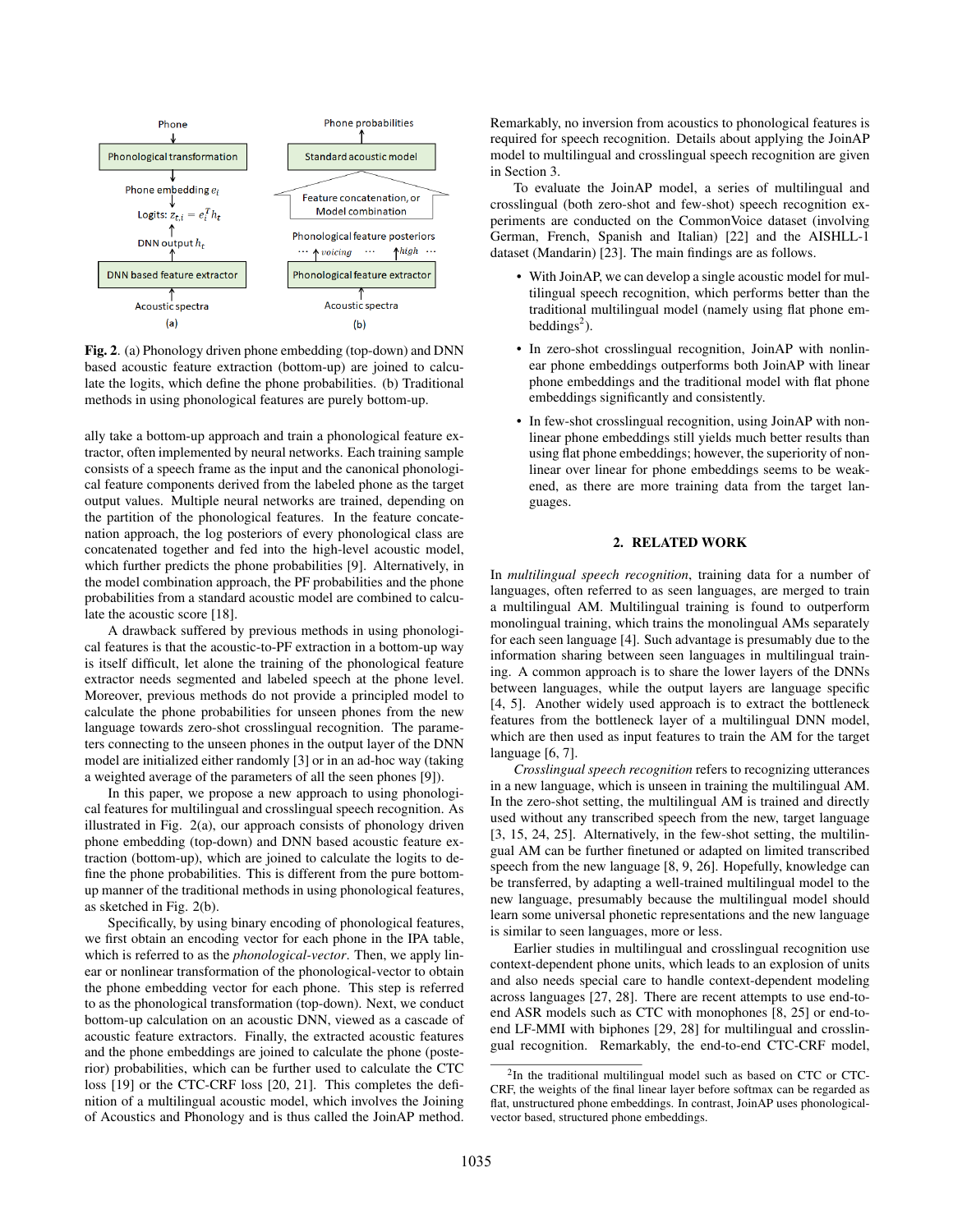**Fig. 2**. (a) Phonology driven phone embedding (top-down) and DNN based acoustic feature extraction (bottom-up) are joined to calculate the logits, which define the phone probabilities. (b) Traditional methods in using phonological features are purely bottom-up.

ally take a bottom-up approach and train a phonological feature extractor, often implemented by neural networks. Each training sample consists of a speech frame as the input and the canonical phonological feature components derived from the labeled phone as the target output values. Multiple neural networks are trained, depending on the partition of the phonological features. In the feature concatenation approach, the log posteriors of every phonological class are concatenated together and fed into the high-level acoustic model, which further predicts the phone probabilities [9]. Alternatively, in the model combination approach, the PF probabilities and the phone probabilities from a standard acoustic model are combined to calculate the acoustic score [18].

A drawback suffered by previous methods in using phonological features is that the acoustic-to-PF extraction in a bottom-up way is itself difficult, let alone the training of the phonological feature extractor needs segmented and labeled speech at the phone level. Moreover, previous methods do not provide a principled model to calculate the phone probabilities for unseen phones from the new language towards zero-shot crosslingual recognition. The parameters connecting to the unseen phones in the output layer of the DNN model are initialized either randomly [3] or in an ad-hoc way (taking a weighted average of the parameters of all the seen phones [9]).

In this paper, we propose a new approach to using phonological features for multilingual and crosslingual speech recognition. As illustrated in Fig. 2(a), our approach consists of phonology driven phone embedding (top-down) and DNN based acoustic feature extraction (bottom-up), which are joined to calculate the logits to define the phone probabilities. This is different from the pure bottom-up manner of the traditional methods in using phonological features, as sketched in Fig. 2(b).

Specifically, by using binary encoding of phonological features, we first obtain an encoding vector for each phone in the IPA table, which is referred to as the *phonological-vector*. Then, we apply linear or nonlinear transformation of the phonological-vector to obtain the phone embedding vector for each phone. This step is referred to as the phonological transformation (top-down). Next, we conduct bottom-up calculation on an acoustic DNN, viewed as a cascade of acoustic feature extractors. Finally, the extracted acoustic features and the phone embeddings are joined to calculate the phone (posterior) probabilities, which can be further used to calculate the CTC loss [19] or the CTC-CRF loss [20, 21]. This completes the definition of a multilingual acoustic model, which involves the Joining of Acoustics and Phonology and is thus called the JoinAP method. Remarkably, no inversion from acoustics to phonological features is required for speech recognition. Details about applying the JoinAP model to multilingual and crosslingual speech recognition are given in Section 3.

To evaluate the JoinAP model, a series of multilingual and crosslingual (both zero-shot and few-shot) speech recognition experiments are conducted on the CommonVoice dataset (involving German, French, Spanish and Italian) [22] and the AISHLL-1 dataset (Mandarin) [23]. The main findings are as follows.

- With JoinAP, we can develop a single acoustic model for multilingual speech recognition, which performs better than the traditional multilingual model (namely using flat phone embeddings[2]).
- In zero-shot crosslingual recognition, JoinAP with nonlinear phone embeddings outperforms both JoinAP with linear phone embeddings and the traditional model with flat phone embeddings significantly and consistently.
- In few-shot crosslingual recognition, using JoinAP with nonlinear phone embeddings still yields much better results than using flat phone embeddings; however, the superiority of nonlinear over linear for phone embeddings seems to be weakened, as there are more training data from the target languages.

## 2. RELATED WORK

In *multilingual speech recognition*, training data for a number of languages, often referred to as seen languages, are merged to train a multilingual AM. Multilingual training is found to outperform monolingual training, which trains the monolingual AMs separately for each seen language [4]. Such advantage is presumably due to the information sharing between seen languages in multilingual training. A common approach is to share the lower layers of the DNNs between languages, while the output layers are language specific [4, 5]. Another widely used approach is to extract the bottleneck features from the bottleneck layer of a multilingual DNN model, which are then used as input features to train the AM for the target language [6, 7].

*Crosslingual speech recognition* refers to recognizing utterances in a new language, which is unseen in training the multilingual AM. In the zero-shot setting, the multilingual AM is trained and directly used without any transcribed speech from the new, target language [3, 15, 24, 25]. Alternatively, in the few-shot setting, the multilingual AM can be further finetuned or adapted on limited transcribed speech from the new language [8, 9, 26]. Hopefully, knowledge can be transferred, by adapting a well-trained multilingual model to the new language, presumably because the multilingual model should learn some universal phonetic representations and the new language is similar to seen languages, more or less.

Earlier studies in multilingual and crosslingual recognition use context-dependent phone units, which leads to an explosion of units and also needs special care to handle context-dependent modeling across languages [27, 28]. There are recent attempts to use end-to-end ASR models such as CTC with monophones [8, 25] or end-to-end LF-MMI with biphones [29, 28] for multilingual and crosslingual recognition. Remarkably, the end-to-end CTC-CRF model,

[2] In the traditional multilingual model such as based on CTC or CTC-CRF, the weights of the final linear layer before softmax can be regarded as flat, unstructured phone embeddings. In contrast, JoinAP uses phonological-vector based, structured phone embeddings.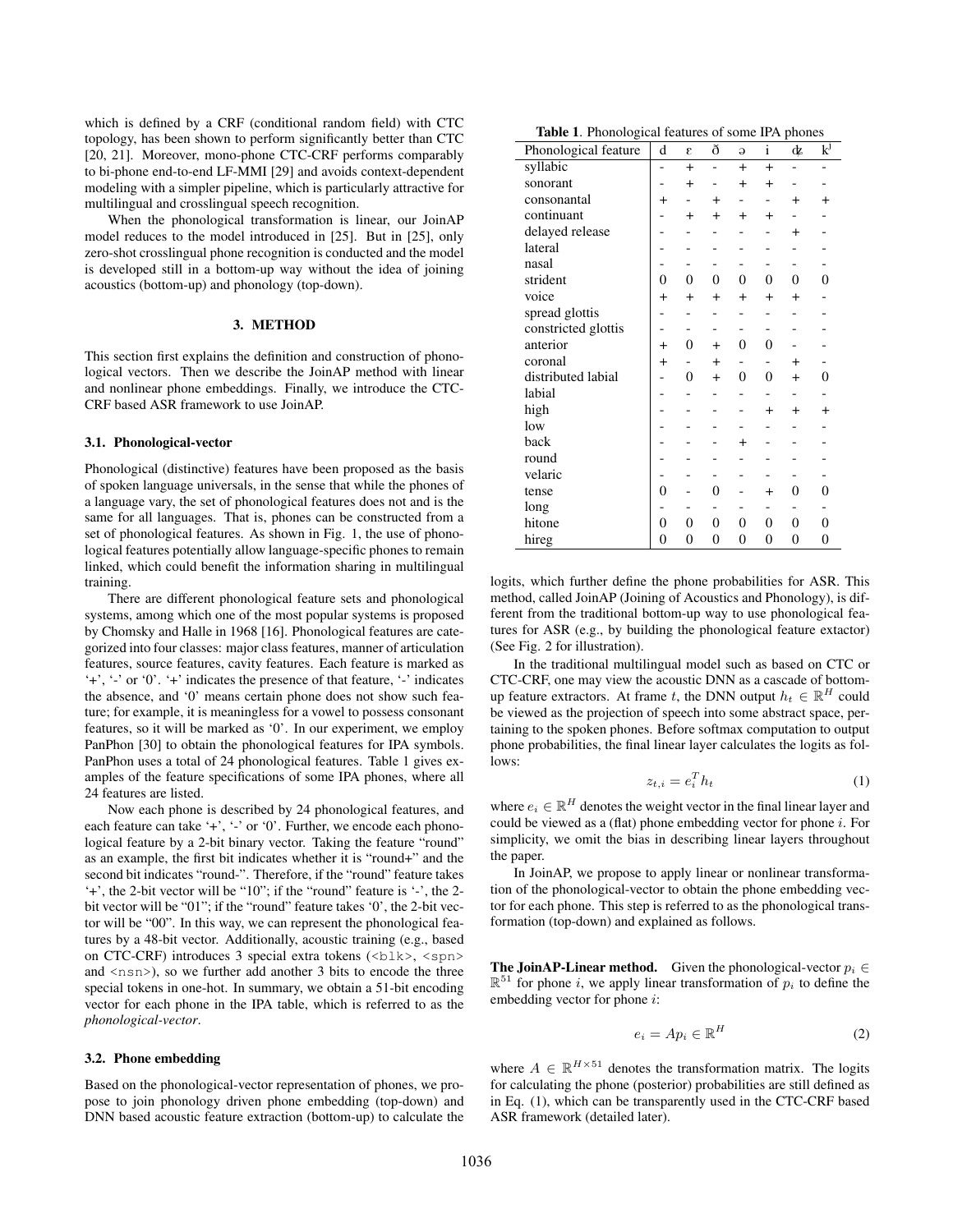which is defined by a CRF (conditional random field) with CTC topology, has been shown to perform significantly better than CTC [20, 21]. Moreover, mono-phone CTC-CRF performs comparably to bi-phone end-to-end LF-MMI [29] and avoids context-dependent modeling with a simpler pipeline, which is particularly attractive for multilingual and crosslingual speech recognition.

When the phonological transformation is linear, our JoinAP model reduces to the model introduced in [25]. But in [25], only zero-shot crosslingual phone recognition is conducted and the model is developed still in a bottom-up way without the idea of joining acoustics (bottom-up) and phonology (top-down).

## 3. METHOD

This section first explains the definition and construction of phonological vectors. Then we describe the JoinAP method with linear and nonlinear phone embeddings. Finally, we introduce the CTC-CRF based ASR framework to use JoinAP.

### 3.1. Phonological-vector

Phonological (distinctive) features have been proposed as the basis of spoken language universals, in the sense that while the phones of a language vary, the set of phonological features does not and is the same for all languages. That is, phones can be constructed from a set of phonological features. As shown in Fig. 1, the use of phonological features potentially allow language-specific phones to remain linked, which could benefit the information sharing in multilingual training.

There are different phonological feature sets and phonological systems, among which one of the most popular systems is proposed by Chomsky and Halle in 1968 [16]. Phonological features are categorized into four classes: major class features, manner of articulation features, source features, cavity features. Each feature is marked as '+', '-' or '0'. '+' indicates the presence of that feature, '-' indicates the absence, and '0' means certain phone does not show such feature; for example, it is meaningless for a vowel to possess consonant features, so it will be marked as '0'. In our experiment, we employ PanPhon [30] to obtain the phonological features for IPA symbols. PanPhon uses a total of 24 phonological features. Table 1 gives examples of the feature specifications of some IPA phones, where all 24 features are listed.

Now each phone is described by 24 phonological features, and each feature can take '+', '-' or '0'. Further, we encode each phonological feature by a 2-bit binary vector. Taking the feature "round" as an example, the first bit indicates whether it is "round+" and the second bit indicates "round-". Therefore, if the "round" feature takes '+', the 2-bit vector will be "10"; if the "round" feature is '-', the 2-bit vector will be "01"; if the "round" feature takes '0', the 2-bit vector will be "00". In this way, we can represent the phonological features by a 48-bit vector. Additionally, acoustic training (e.g., based on CTC-CRF) introduces 3 special extra tokens (`<blk>`, `<spn>` and `<nsn>`), so we further add another 3 bits to encode the three special tokens in one-hot. In summary, we obtain a 51-bit encoding vector for each phone in the IPA table, which is referred to as the *phonological-vector*.

**Table 1**. Phonological features of some IPA phones

| Phonological feature | d | ɛ | ð | ə | i | ʤ | kʲ |
|---|---|---|---|---|---|---|---|
| syllabic | - | + | - | + | + | - | - |
| sonorant | - | + | - | + | + | - | - |
| consonantal | + | - | + | - | - | + | + |
| continuant | - | + | + | + | + | - | - |
| delayed release | - | - | - | - | - | + | - |
| lateral | - | - | - | - | - | - | - |
| nasal | - | - | - | - | - | - | - |
| strident | 0 | 0 | 0 | 0 | 0 | 0 | 0 |
| voice | + | + | + | + | + | + | - |
| spread glottis | - | - | - | - | - | - | - |
| constricted glottis | - | - | - | - | - | - | - |
| anterior | + | 0 | + | 0 | 0 | - | - |
| coronal | + | - | + | - | - | + | - |
| distributed labial | - | 0 | + | 0 | 0 | + | 0 |
| labial | - | - | - | - | - | - | - |
| high | - | - | - | - | + | + | + |
| low | - | - | - | - | - | - | - |
| back | - | - | - | + | - | - | - |
| round | - | - | - | - | - | - | - |
| velaric | - | - | - | - | - | - | - |
| tense | 0 | - | 0 | - | + | 0 | 0 |
| long | - | - | - | - | - | - | - |
| hitone | 0 | 0 | 0 | 0 | 0 | 0 | 0 |
| hireg | 0 | 0 | 0 | 0 | 0 | 0 | 0 |

### 3.2. Phone embedding

Based on the phonological-vector representation of phones, we propose to join phonology driven phone embedding (top-down) and DNN based acoustic feature extraction (bottom-up) to calculate the logits, which further define the phone probabilities for ASR. This method, called JoinAP (Joining of Acoustics and Phonology), is different from the traditional bottom-up way to use phonological features for ASR (e.g., by building the phonological feature extactor) (See Fig. 2 for illustration).

In the traditional multilingual model such as based on CTC or CTC-CRF, one may view the acoustic DNN as a cascade of bottom-up feature extractors. At frame $t$, the DNN output $h_t \in \mathbb{R}^H$ could be viewed as the projection of speech into some abstract space, pertaining to the spoken phones. Before softmax computation to output phone probabilities, the final linear layer calculates the logits as follows:

$$z_{t,i} = e_i^T h_t \tag{1}$$

where $e_i \in \mathbb{R}^H$ denotes the weight vector in the final linear layer and could be viewed as a (flat) phone embedding vector for phone $i$. For simplicity, we omit the bias in describing linear layers throughout the paper.

In JoinAP, we propose to apply linear or nonlinear transformation of the phonological-vector to obtain the phone embedding vector for each phone. This step is referred to as the phonological transformation (top-down) and explained as follows.

**The JoinAP-Linear method.** Given the phonological-vector $p_i \in \mathbb{R}^{51}$ for phone $i$, we apply linear transformation of $p_i$ to define the embedding vector for phone $i$:

$$e_i = Ap_i \in \mathbb{R}^H \tag{2}$$

where $A \in \mathbb{R}^{H \times 51}$ denotes the transformation matrix. The logits for calculating the phone (posterior) probabilities are still defined as in Eq. (1), which can be transparently used in the CTC-CRF based ASR framework (detailed later).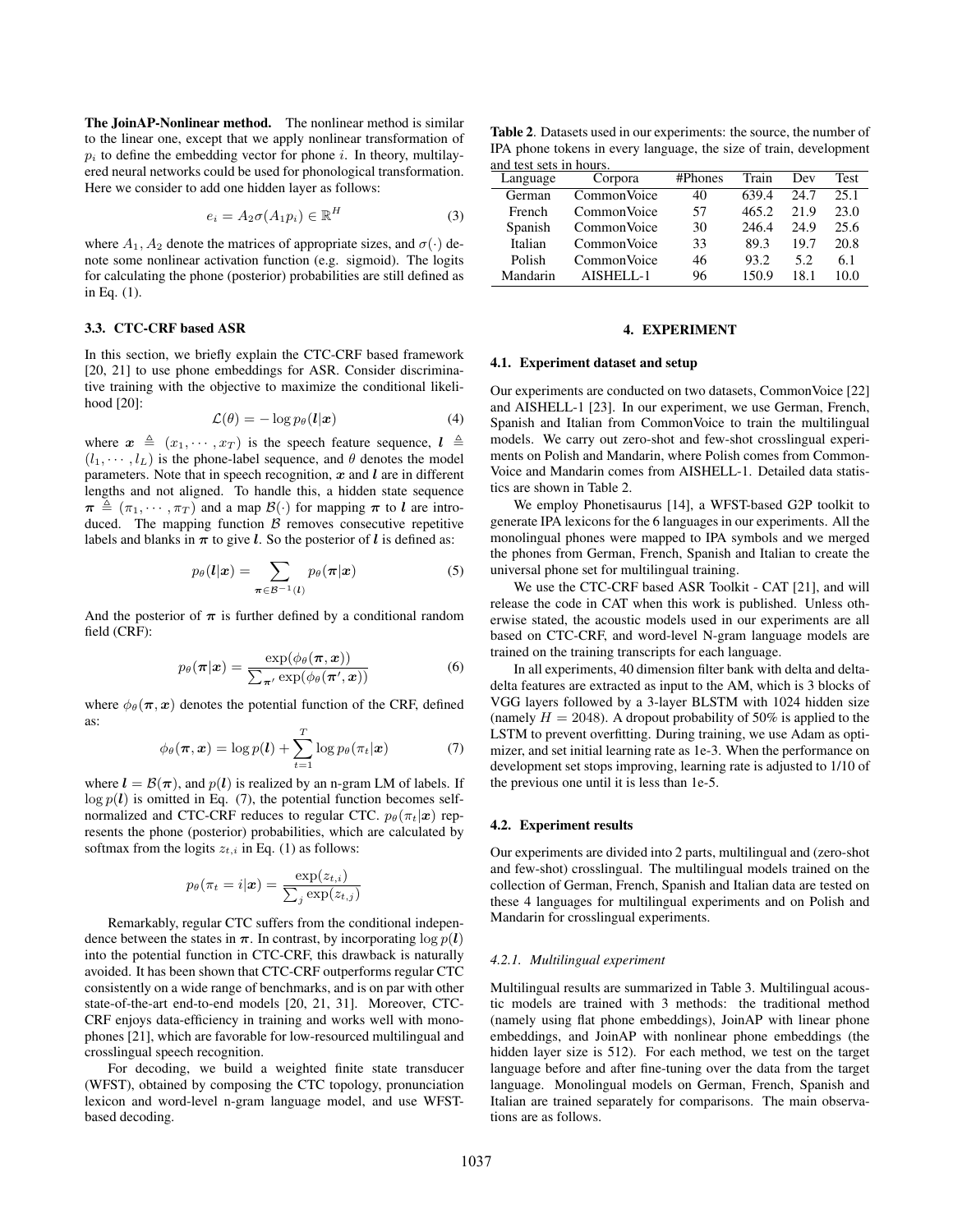**The JoinAP-Nonlinear method.** The nonlinear method is similar to the linear one, except that we apply nonlinear transformation of $p_i$ to define the embedding vector for phone $i$. In theory, multilayered neural networks could be used for phonological transformation. Here we consider to add one hidden layer as follows:

$$e_i = A_2 \sigma(A_1 p_i) \in \mathbb{R}^H \tag{3}$$

where $A_1, A_2$ denote the matrices of appropriate sizes, and $\sigma(\cdot)$ denote some nonlinear activation function (e.g. sigmoid). The logits for calculating the phone (posterior) probabilities are still defined as in Eq. (1).

### 3.3. CTC-CRF based ASR

In this section, we briefly explain the CTC-CRF based framework [20, 21] to use phone embeddings for ASR. Consider discriminative training with the objective to maximize the conditional likelihood [20]:

$$\mathcal{L}(\theta) = -\log p_\theta(\boldsymbol{l}|\boldsymbol{x}) \tag{4}$$

where $\boldsymbol{x} \triangleq (x_1, \cdots, x_T)$ is the speech feature sequence, $\boldsymbol{l} \triangleq (l_1, \cdots, l_L)$ is the phone-label sequence, and $\theta$ denotes the model parameters. Note that in speech recognition, $\boldsymbol{x}$ and $\boldsymbol{l}$ are in different lengths and not aligned. To handle this, a hidden state sequence $\boldsymbol{\pi} \triangleq (\pi_1, \cdots, \pi_T)$ and a map $\mathcal{B}(\cdot)$ for mapping $\boldsymbol{\pi}$ to $\boldsymbol{l}$ are introduced. The mapping function $\mathcal{B}$ removes consecutive repetitive labels and blanks in $\boldsymbol{\pi}$ to give $\boldsymbol{l}$. So the posterior of $\boldsymbol{l}$ is defined as:

$$p_\theta(\boldsymbol{l}|\boldsymbol{x}) = \sum_{\boldsymbol{\pi} \in \mathcal{B}^{-1}(\boldsymbol{l})} p_\theta(\boldsymbol{\pi}|\boldsymbol{x}) \tag{5}$$

And the posterior of $\boldsymbol{\pi}$ is further defined by a conditional random field (CRF):

$$p_\theta(\boldsymbol{\pi}|\boldsymbol{x}) = \frac{\exp(\phi_\theta(\boldsymbol{\pi}, \boldsymbol{x}))}{\sum_{\boldsymbol{\pi}'} \exp(\phi_\theta(\boldsymbol{\pi}', \boldsymbol{x}))} \tag{6}$$

where $\phi_\theta(\boldsymbol{\pi}, \boldsymbol{x})$ denotes the potential function of the CRF, defined as:

$$\phi_\theta(\boldsymbol{\pi}, \boldsymbol{x}) = \log p(\boldsymbol{l}) + \sum_{t=1}^{T} \log p_\theta(\pi_t|\boldsymbol{x}) \tag{7}$$

where $\boldsymbol{l} = \mathcal{B}(\boldsymbol{\pi})$, and $p(\boldsymbol{l})$ is realized by an n-gram LM of labels. If $\log p(\boldsymbol{l})$ is omitted in Eq. (7), the potential function becomes self-normalized and CTC-CRF reduces to regular CTC. $p_\theta(\pi_t|\boldsymbol{x})$ represents the phone (posterior) probabilities, which are calculated by softmax from the logits $z_{t,i}$ in Eq. (1) as follows:

$$p_\theta(\pi_t = i|\boldsymbol{x}) = \frac{\exp(z_{t,i})}{\sum_j \exp(z_{t,j})}$$

Remarkably, regular CTC suffers from the conditional independence between the states in $\boldsymbol{\pi}$. In contrast, by incorporating $\log p(\boldsymbol{l})$ into the potential function in CTC-CRF, this drawback is naturally avoided. It has been shown that CTC-CRF outperforms regular CTC consistently on a wide range of benchmarks, and is on par with other state-of-the-art end-to-end models [20, 21, 31]. Moreover, CTC-CRF enjoys data-efficiency in training and works well with monophones [21], which are favorable for low-resourced multilingual and crosslingual speech recognition.

For decoding, we build a weighted finite state transducer (WFST), obtained by composing the CTC topology, pronunciation lexicon and word-level n-gram language model, and use WFST-based decoding.

**Table 2**. Datasets used in our experiments: the source, the number of IPA phone tokens in every language, the size of train, development and test sets in hours.

| Language | Corpora | #Phones | Train | Dev | Test |
|---|---|---|---|---|---|
| German | CommonVoice | 40 | 639.4 | 24.7 | 25.1 |
| French | CommonVoice | 57 | 465.2 | 21.9 | 23.0 |
| Spanish | CommonVoice | 30 | 246.4 | 24.9 | 25.6 |
| Italian | CommonVoice | 33 | 89.3 | 19.7 | 20.8 |
| Polish | CommonVoice | 46 | 93.2 | 5.2 | 6.1 |
| Mandarin | AISHELL-1 | 96 | 150.9 | 18.1 | 10.0 |

## 4. EXPERIMENT

### 4.1. Experiment dataset and setup

Our experiments are conducted on two datasets, CommonVoice [22] and AISHELL-1 [23]. In our experiment, we use German, French, Spanish and Italian from CommonVoice to train the multilingual models. We carry out zero-shot and few-shot crosslingual experiments on Polish and Mandarin, where Polish comes from CommonVoice and Mandarin comes from AISHELL-1. Detailed data statistics are shown in Table 2.

We employ Phonetisaurus [14], a WFST-based G2P toolkit to generate IPA lexicons for the 6 languages in our experiments. All the monolingual phones were mapped to IPA symbols and we merged the phones from German, French, Spanish and Italian to create the universal phone set for multilingual training.

We use the CTC-CRF based ASR Toolkit - CAT [21], and will release the code in CAT when this work is published. Unless otherwise stated, the acoustic models used in our experiments are all based on CTC-CRF, and word-level N-gram language models are trained on the training transcripts for each language.

In all experiments, 40 dimension filter bank with delta and delta-delta features are extracted as input to the AM, which is 3 blocks of VGG layers followed by a 3-layer BLSTM with 1024 hidden size (namely $H = 2048$). A dropout probability of 50% is applied to the LSTM to prevent overfitting. During training, we use Adam as optimizer, and set initial learning rate as 1e-3. When the performance on development set stops improving, learning rate is adjusted to 1/10 of the previous one until it is less than 1e-5.

### 4.2. Experiment results

Our experiments are divided into 2 parts, multilingual and (zero-shot and few-shot) crosslingual. The multilingual models trained on the collection of German, French, Spanish and Italian data are tested on these 4 languages for multilingual experiments and on Polish and Mandarin for crosslingual experiments.

#### *4.2.1. Multilingual experiment*

Multilingual results are summarized in Table 3. Multilingual acoustic models are trained with 3 methods: the traditional method (namely using flat phone embeddings), JoinAP with linear phone embeddings, and JoinAP with nonlinear phone embeddings (the hidden layer size is 512). For each method, we test on the target language before and after fine-tuning over the data from the target language. Monolingual models on German, French, Spanish and Italian are trained separately for comparisons. The main observations are as follows.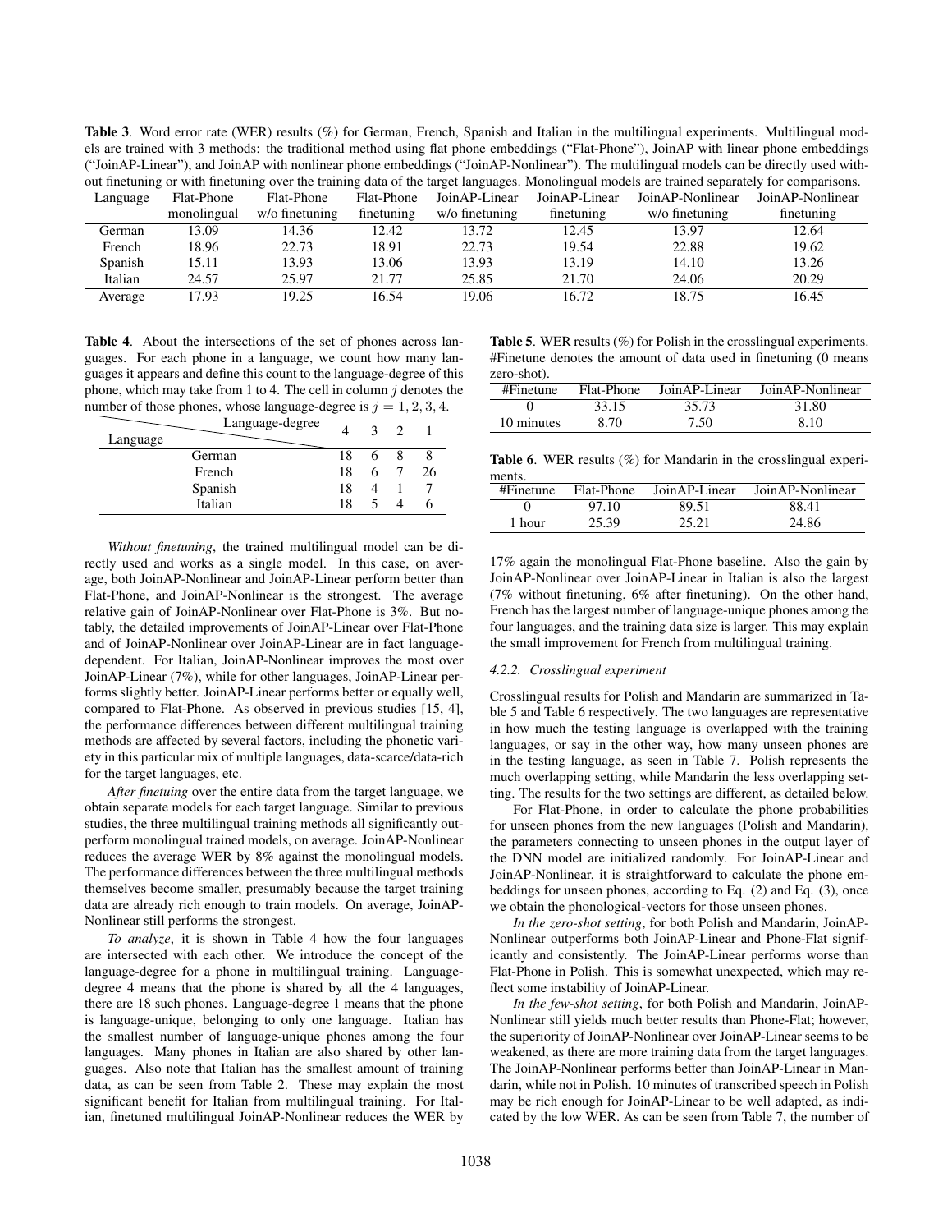**Table 3**. Word error rate (WER) results (%) for German, French, Spanish and Italian in the multilingual experiments. Multilingual models are trained with 3 methods: the traditional method using flat phone embeddings ("Flat-Phone"), JoinAP with linear phone embeddings ("JoinAP-Linear"), and JoinAP with nonlinear phone embeddings ("JoinAP-Nonlinear"). The multilingual models can be directly used without finetuning or with finetuning over the training data of the target languages. Monolingual models are trained separately for comparisons.

| Language | Flat-Phone monolingual | Flat-Phone w/o finetuning | Flat-Phone finetuning | JoinAP-Linear w/o finetuning | JoinAP-Linear finetuning | JoinAP-Nonlinear w/o finetuning | JoinAP-Nonlinear finetuning |
|---|---|---|---|---|---|---|---|
| German | 13.09 | 14.36 | 12.42 | 13.72 | 12.45 | 13.97 | 12.64 |
| French | 18.96 | 22.73 | 18.91 | 22.73 | 19.54 | 22.88 | 19.62 |
| Spanish | 15.11 | 13.93 | 13.06 | 13.93 | 13.19 | 14.10 | 13.26 |
| Italian | 24.57 | 25.97 | 21.77 | 25.85 | 21.70 | 24.06 | 20.29 |
| Average | 17.93 | 19.25 | 16.54 | 19.06 | 16.72 | 18.75 | 16.45 |

**Table 4**. About the intersections of the set of phones across languages. For each phone in a language, we count how many languages it appears and define this count to the language-degree of this phone, which may take from 1 to 4. The cell in column $j$ denotes the number of those phones, whose language-degree is $j = 1, 2, 3, 4$.

| Language \ Language-degree | 4 | 3 | 2 | 1 |
|---|---|---|---|---|
| German | 18 | 6 | 8 | 8 |
| French | 18 | 6 | 7 | 26 |
| Spanish | 18 | 4 | 1 | 7 |
| Italian | 18 | 5 | 4 | 6 |

*Without finetuning*, the trained multilingual model can be directly used and works as a single model. In this case, on average, both JoinAP-Nonlinear and JoinAP-Linear perform better than Flat-Phone, and JoinAP-Nonlinear is the strongest. The average relative gain of JoinAP-Nonlinear over Flat-Phone is 3%. But notably, the detailed improvements of JoinAP-Linear over Flat-Phone and of JoinAP-Nonlinear over JoinAP-Linear are in fact language-dependent. For Italian, JoinAP-Nonlinear improves the most over JoinAP-Linear (7%), while for other languages, JoinAP-Linear performs slightly better. JoinAP-Linear performs better or equally well, compared to Flat-Phone. As observed in previous studies [15, 4], the performance differences between different multilingual training methods are affected by several factors, including the phonetic variety in this particular mix of multiple languages, data-scarce/data-rich for the target languages, etc.

*After finetuing* over the entire data from the target language, we obtain separate models for each target language. Similar to previous studies, the three multilingual training methods all significantly outperform monolingual trained models, on average. JoinAP-Nonlinear reduces the average WER by 8% against the monolingual models. The performance differences between the three multilingual methods themselves become smaller, presumably because the target training data are already rich enough to train models. On average, JoinAP-Nonlinear still performs the strongest.

*To analyze*, it is shown in Table 4 how the four languages are intersected with each other. We introduce the concept of the language-degree for a phone in multilingual training. Language-degree 4 means that the phone is shared by all the 4 languages, there are 18 such phones. Language-degree 1 means that the phone is language-unique, belonging to only one language. Italian has the smallest number of language-unique phones among the four languages. Many phones in Italian are also shared by other languages. Also note that Italian has the smallest amount of training data, as can be seen from Table 2. These may explain the most significant benefit for Italian from multilingual training. For Italian, finetuned multilingual JoinAP-Nonlinear reduces the WER by 17% again the monolingual Flat-Phone baseline. Also the gain by JoinAP-Nonlinear over JoinAP-Linear in Italian is also the largest (7% without finetuning, 6% after finetuning). On the other hand, French has the largest number of language-unique phones among the four languages, and the training data size is larger. This may explain the small improvement for French from multilingual training.

**Table 5**. WER results (%) for Polish in the crosslingual experiments. #Finetune denotes the amount of data used in finetuning (0 means zero-shot).

| #Finetune | Flat-Phone | JoinAP-Linear | JoinAP-Nonlinear |
|---|---|---|---|
| 0 | 33.15 | 35.73 | 31.80 |
| 10 minutes | 8.70 | 7.50 | 8.10 |

**Table 6**. WER results (%) for Mandarin in the crosslingual experiments.

| #Finetune | Flat-Phone | JoinAP-Linear | JoinAP-Nonlinear |
|---|---|---|---|
| 0 | 97.10 | 89.51 | 88.41 |
| 1 hour | 25.39 | 25.21 | 24.86 |

#### 4.2.2. Crosslingual experiment

Crosslingual results for Polish and Mandarin are summarized in Table 5 and Table 6 respectively. The two languages are representative in how much the testing language is overlapped with the training languages, or say in the other way, how many unseen phones are in the testing language, as seen in Table 7. Polish represents the much overlapping setting, while Mandarin the less overlapping setting. The results for the two settings are different, as detailed below.

For Flat-Phone, in order to calculate the phone probabilities for unseen phones from the new languages (Polish and Mandarin), the parameters connecting to unseen phones in the output layer of the DNN model are initialized randomly. For JoinAP-Linear and JoinAP-Nonlinear, it is straightforward to calculate the phone embeddings for unseen phones, according to Eq. (2) and Eq. (3), once we obtain the phonological-vectors for those unseen phones.

*In the zero-shot setting*, for both Polish and Mandarin, JoinAP-Nonlinear outperforms both JoinAP-Linear and Phone-Flat significantly and consistently. The JoinAP-Linear performs worse than Flat-Phone in Polish. This is somewhat unexpected, which may reflect some instability of JoinAP-Linear.

*In the few-shot setting*, for both Polish and Mandarin, JoinAP-Nonlinear still yields much better results than Phone-Flat; however, the superiority of JoinAP-Nonlinear over JoinAP-Linear seems to be weakened, as there are more training data from the target languages. The JoinAP-Nonlinear performs better than JoinAP-Linear in Mandarin, while not in Polish. 10 minutes of transcribed speech in Polish may be rich enough for JoinAP-Linear to be well adapted, as indicated by the low WER. As can be seen from Table 7, the number of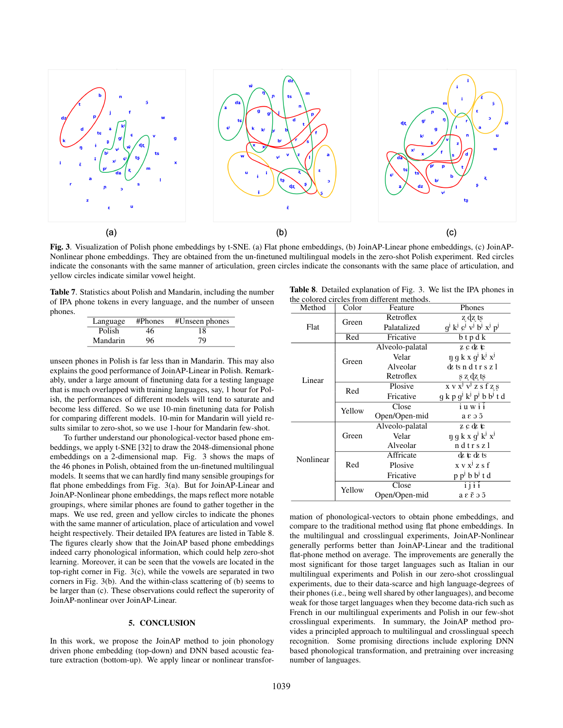**Fig. 3**. Visualization of Polish phone embeddings by t-SNE. (a) Flat phone embeddings, (b) JoinAP-Linear phone embeddings, (c) JoinAP-Nonlinear phone embeddings. They are obtained from the un-finetuned multilingual models in the zero-shot Polish experiment. Red circles indicate the consonants with the same manner of articulation, green circles indicate the consonants with the same place of articulation, and yellow circles indicate similar vowel height.

**Table 7**. Statistics about Polish and Mandarin, including the number of IPA phone tokens in every language, and the number of unseen phones.

| Language | #Phones | #Unseen phones |
|---|---|---|
| Polish | 46 | 18 |
| Mandarin | 96 | 79 |

unseen phones in Polish is far less than in Mandarin. This may also explains the good performance of JoinAP-Linear in Polish. Remarkably, under a large amount of finetuning data for a testing language that is much overlapped with training languages, say, 1 hour for Polish, the performances of different models will tend to saturate and become less differed. So we use 10-min finetuning data for Polish for comparing different models. 10-min for Mandarin will yield results similar to zero-shot, so we use 1-hour for Mandarin few-shot.

To further understand our phonological-vector based phone embeddings, we apply t-SNE [32] to draw the 2048-dimensional phone embeddings on a 2-dimensional map. Fig. 3 shows the maps of the 46 phones in Polish, obtained from the un-finetuned multilingual models. It seems that we can hardly find many sensible groupings for flat phone embeddings from Fig. 3(a). But for JoinAP-Linear and JoinAP-Nonlinear phone embeddings, the maps reflect more notable groupings, where similar phones are found to gather together in the maps. We use red, green and yellow circles to indicate the phones with the same manner of articulation, place of articulation and vowel height respectively. Their detailed IPA features are listed in Table 8. The figures clearly show that the JoinAP based phone embeddings indeed carry phonological information, which could help zero-shot learning. Moreover, it can be seen that the vowels are located in the top-right corner in Fig. 3(c), while the vowels are separated in two corners in Fig. 3(b). And the within-class scattering of (b) seems to be larger than (c). These observations could reflect the superority of JoinAP-nonlinear over JoinAP-Linear.

**Table 8**. Detailed explanation of Fig. 3. We list the IPA phones in the colored circles from different methods.

| Method | Color | Feature | Phones |
|---|---|---|---|
| Flat | Green | Retroflex | ʐ ɖʐ ʈʂ |
| | | Palatalized | gʲ kʲ ɕʲ vʲ bʲ xʲ pʲ |
| | Red | Fricative | b t p d k |
| Linear | Green | Alveolo-palatal | ʑ ɕ ʥ ʨ |
| | | Velar | ŋ g k x gʲ kʲ xʲ |
| | | Alveolar | ʣ ts n d t r s z l |
| | | Retroflex | ʂ ʐ ɖʐ ʈʂ |
| | Red | Plosive | x v xʲ vʲ z s f ʐ ʂ |
| | | Fricative | g k p gʲ kʲ pʲ b bʲ t d |
| | Yellow | Close | i u w i ɨ |
| | | Open/Open-mid | a ɛ ɔ ɔ̃ |
| Nonlinear | Green | Alveolo-palatal | ʑ ɕ ʥ ʨ |
| | | Velar | ŋ g k x gʲ kʲ xʲ |
| | | Alveolar | n d t r s z l |
| | Red | Affricate | ʥ ʨ ʣ ts |
| | | Plosive | x v xʲ z s f |
| | | Fricative | p pʲ b bʲ t d |
| | Yellow | Close | i j i ɨ |
| | | Open/Open-mid | a ɛ ɛ̃ ɔ ɔ̃ |

## 5. CONCLUSION

In this work, we propose the JoinAP method to join phonology driven phone embedding (top-down) and DNN based acoustic feature extraction (bottom-up). We apply linear or nonlinear transformation of phonological-vectors to obtain phone embeddings, and compare to the traditional method using flat phone embeddings. In the multilingual and crosslingual experiments, JoinAP-Nonlinear generally performs better than JoinAP-Linear and the traditional flat-phone method on average. The improvements are generally the most significant for those target languages such as Italian in our multilingual experiments and Polish in our zero-shot crosslingual experiments, due to their data-scarce and high language-degrees of their phones (i.e., being well shared by other languages), and become weak for those target languages when they become data-rich such as French in our multilingual experiments and Polish in our few-shot crosslingual experiments. In summary, the JoinAP method provides a principled approach to multilingual and crosslingual speech recognition. Some promising directions include exploring DNN based phonological transformation, and pretraining over increasing number of languages.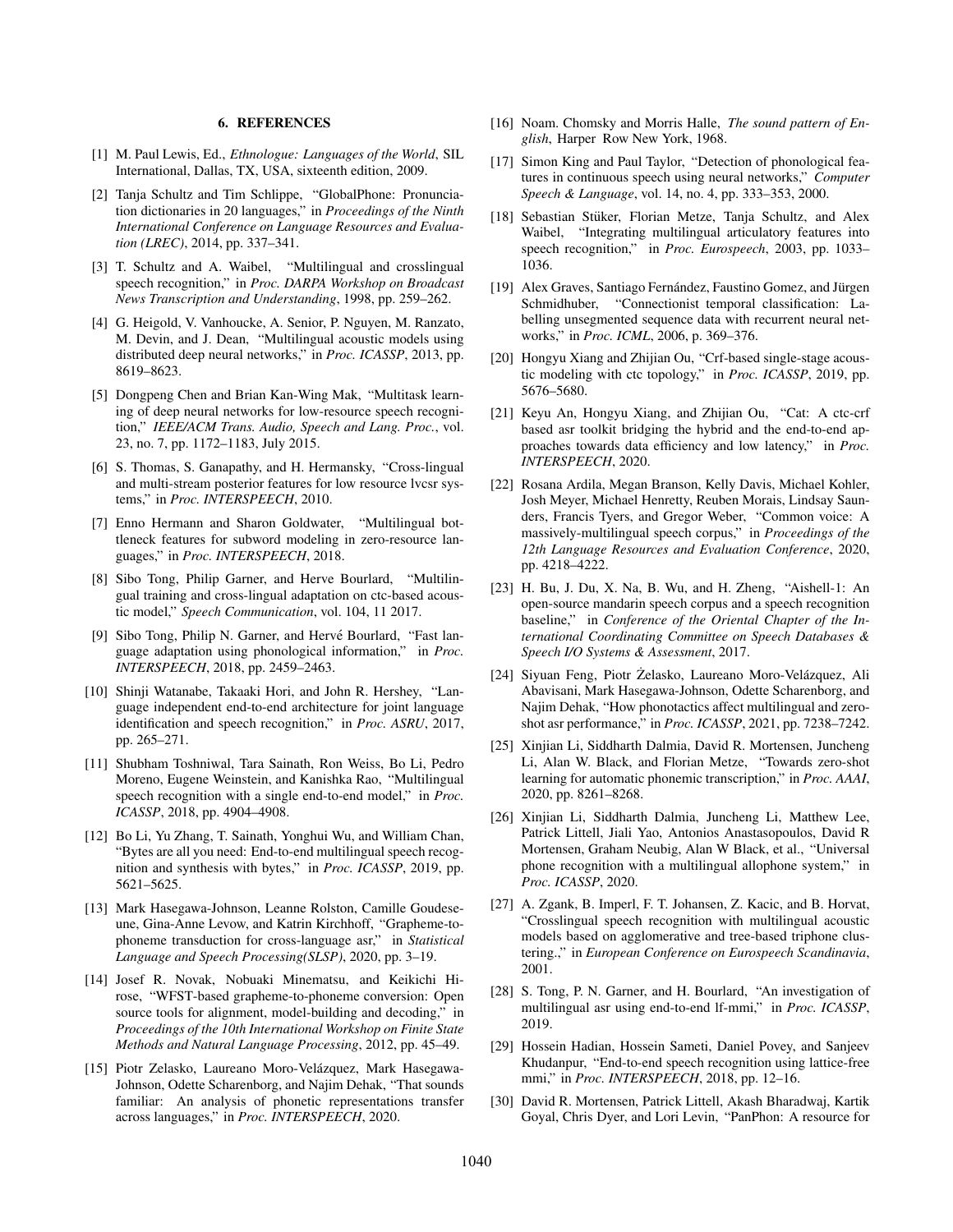## 6. REFERENCES

[1] M. Paul Lewis, Ed., *Ethnologue: Languages of the World*, SIL International, Dallas, TX, USA, sixteenth edition, 2009.

[2] Tanja Schultz and Tim Schlippe, "GlobalPhone: Pronunciation dictionaries in 20 languages," in *Proceedings of the Ninth International Conference on Language Resources and Evaluation (LREC)*, 2014, pp. 337–341.

[3] T. Schultz and A. Waibel, "Multilingual and crosslingual speech recognition," in *Proc. DARPA Workshop on Broadcast News Transcription and Understanding*, 1998, pp. 259–262.

[4] G. Heigold, V. Vanhoucke, A. Senior, P. Nguyen, M. Ranzato, M. Devin, and J. Dean, "Multilingual acoustic models using distributed deep neural networks," in *Proc. ICASSP*, 2013, pp. 8619–8623.

[5] Dongpeng Chen and Brian Kan-Wing Mak, "Multitask learning of deep neural networks for low-resource speech recognition," *IEEE/ACM Trans. Audio, Speech and Lang. Proc.*, vol. 23, no. 7, pp. 1172–1183, July 2015.

[6] S. Thomas, S. Ganapathy, and H. Hermansky, "Cross-lingual and multi-stream posterior features for low resource lvcsr systems," in *Proc. INTERSPEECH*, 2010.

[7] Enno Hermann and Sharon Goldwater, "Multilingual bottleneck features for subword modeling in zero-resource languages," in *Proc. INTERSPEECH*, 2018.

[8] Sibo Tong, Philip Garner, and Herve Bourlard, "Multilingual training and cross-lingual adaptation on ctc-based acoustic model," *Speech Communication*, vol. 104, 11 2017.

[9] Sibo Tong, Philip N. Garner, and Hervé Bourlard, "Fast language adaptation using phonological information," in *Proc. INTERSPEECH*, 2018, pp. 2459–2463.

[10] Shinji Watanabe, Takaaki Hori, and John R. Hershey, "Language independent end-to-end architecture for joint language identification and speech recognition," in *Proc. ASRU*, 2017, pp. 265–271.

[11] Shubham Toshniwal, Tara Sainath, Ron Weiss, Bo Li, Pedro Moreno, Eugene Weinstein, and Kanishka Rao, "Multilingual speech recognition with a single end-to-end model," in *Proc. ICASSP*, 2018, pp. 4904–4908.

[12] Bo Li, Yu Zhang, T. Sainath, Yonghui Wu, and William Chan, "Bytes are all you need: End-to-end multilingual speech recognition and synthesis with bytes," in *Proc. ICASSP*, 2019, pp. 5621–5625.

[13] Mark Hasegawa-Johnson, Leanne Rolston, Camille Goudeseune, Gina-Anne Levow, and Katrin Kirchhoff, "Grapheme-to-phoneme transduction for cross-language asr," in *Statistical Language and Speech Processing(SLSP)*, 2020, pp. 3–19.

[14] Josef R. Novak, Nobuaki Minematsu, and Keikichi Hirose, "WFST-based grapheme-to-phoneme conversion: Open source tools for alignment, model-building and decoding," in *Proceedings of the 10th International Workshop on Finite State Methods and Natural Language Processing*, 2012, pp. 45–49.

[15] Piotr Zelasko, Laureano Moro-Velázquez, Mark Hasegawa-Johnson, Odette Scharenborg, and Najim Dehak, "That sounds familiar: An analysis of phonetic representations transfer across languages," in *Proc. INTERSPEECH*, 2020.

[16] Noam. Chomsky and Morris Halle, *The sound pattern of English*, Harper Row New York, 1968.

[17] Simon King and Paul Taylor, "Detection of phonological features in continuous speech using neural networks," *Computer Speech & Language*, vol. 14, no. 4, pp. 333–353, 2000.

[18] Sebastian Stüker, Florian Metze, Tanja Schultz, and Alex Waibel, "Integrating multilingual articulatory features into speech recognition," in *Proc. Eurospeech*, 2003, pp. 1033–1036.

[19] Alex Graves, Santiago Fernández, Faustino Gomez, and Jürgen Schmidhuber, "Connectionist temporal classification: Labelling unsegmented sequence data with recurrent neural networks," in *Proc. ICML*, 2006, p. 369–376.

[20] Hongyu Xiang and Zhijian Ou, "Crf-based single-stage acoustic modeling with ctc topology," in *Proc. ICASSP*, 2019, pp. 5676–5680.

[21] Keyu An, Hongyu Xiang, and Zhijian Ou, "Cat: A ctc-crf based asr toolkit bridging the hybrid and the end-to-end approaches towards data efficiency and low latency," in *Proc. INTERSPEECH*, 2020.

[22] Rosana Ardila, Megan Branson, Kelly Davis, Michael Kohler, Josh Meyer, Michael Henretty, Reuben Morais, Lindsay Saunders, Francis Tyers, and Gregor Weber, "Common voice: A massively-multilingual speech corpus," in *Proceedings of the 12th Language Resources and Evaluation Conference*, 2020, pp. 4218–4222.

[23] H. Bu, J. Du, X. Na, B. Wu, and H. Zheng, "Aishell-1: An open-source mandarin speech corpus and a speech recognition baseline," in *Conference of the Oriental Chapter of the International Coordinating Committee on Speech Databases & Speech I/O Systems & Assessment*, 2017.

[24] Siyuan Feng, Piotr Żelasko, Laureano Moro-Velázquez, Ali Abavisani, Mark Hasegawa-Johnson, Odette Scharenborg, and Najim Dehak, "How phonotactics affect multilingual and zero-shot asr performance," in *Proc. ICASSP*, 2021, pp. 7238–7242.

[25] Xinjian Li, Siddharth Dalmia, David R. Mortensen, Juncheng Li, Alan W. Black, and Florian Metze, "Towards zero-shot learning for automatic phonemic transcription," in *Proc. AAAI*, 2020, pp. 8261–8268.

[26] Xinjian Li, Siddharth Dalmia, Juncheng Li, Matthew Lee, Patrick Littell, Jiali Yao, Antonios Anastasopoulos, David R Mortensen, Graham Neubig, Alan W Black, et al., "Universal phone recognition with a multilingual allophone system," in *Proc. ICASSP*, 2020.

[27] A. Zgank, B. Imperl, F. T. Johansen, Z. Kacic, and B. Horvat, "Crosslingual speech recognition with multilingual acoustic models based on agglomerative and tree-based triphone clustering.," in *European Conference on Eurospeech Scandinavia*, 2001.

[28] S. Tong, P. N. Garner, and H. Bourlard, "An investigation of multilingual asr using end-to-end lf-mmi," in *Proc. ICASSP*, 2019.

[29] Hossein Hadian, Hossein Sameti, Daniel Povey, and Sanjeev Khudanpur, "End-to-end speech recognition using lattice-free mmi," in *Proc. INTERSPEECH*, 2018, pp. 12–16.

[30] David R. Mortensen, Patrick Littell, Akash Bharadwaj, Kartik Goyal, Chris Dyer, and Lori Levin, "PanPhon: A resource for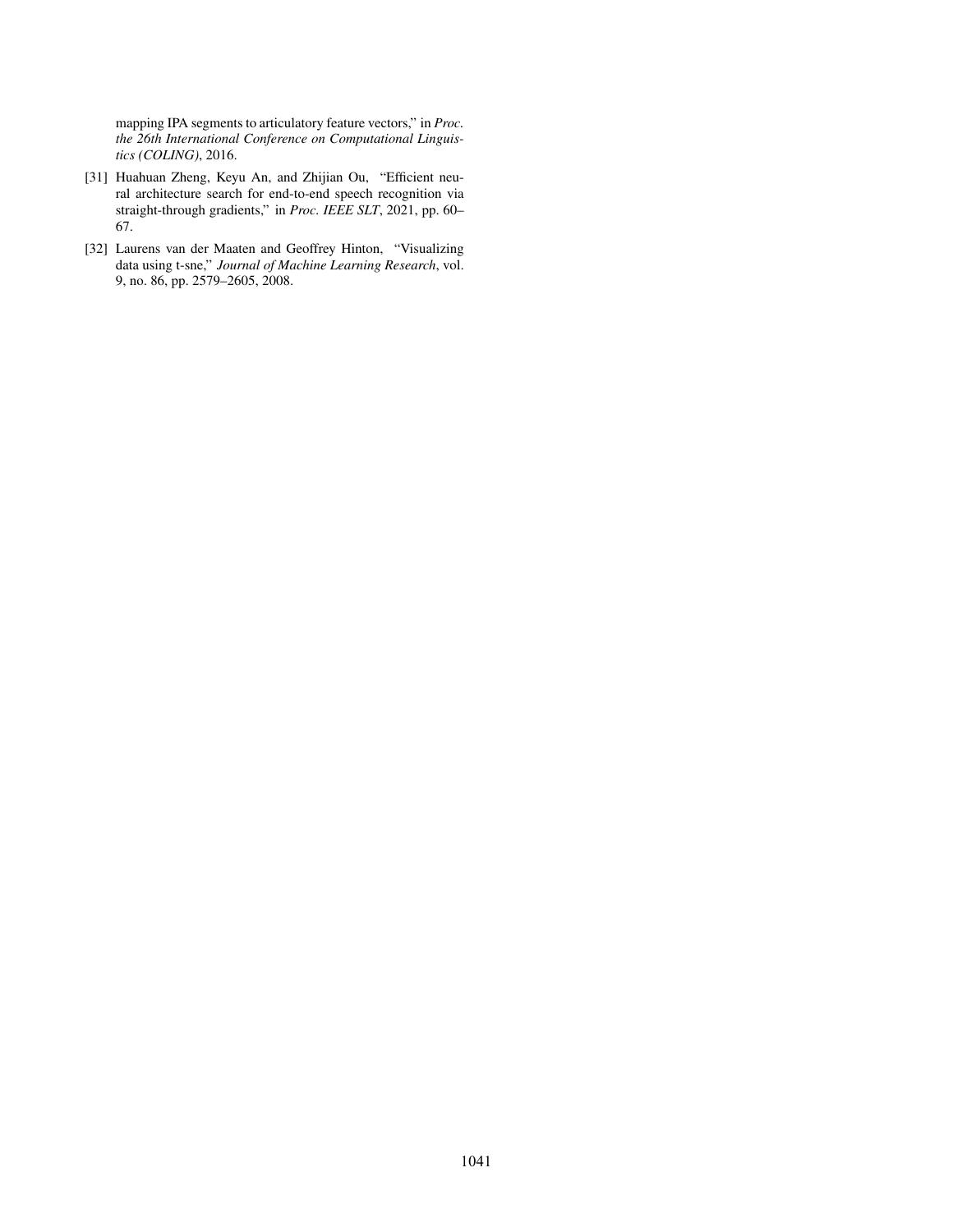mapping IPA segments to articulatory feature vectors," in *Proc. the 26th International Conference on Computational Linguistics (COLING)*, 2016.

[31] Huahuan Zheng, Keyu An, and Zhijian Ou, "Efficient neural architecture search for end-to-end speech recognition via straight-through gradients," in *Proc. IEEE SLT*, 2021, pp. 60–67.

[32] Laurens van der Maaten and Geoffrey Hinton, "Visualizing data using t-sne," *Journal of Machine Learning Research*, vol. 9, no. 86, pp. 2579–2605, 2008.